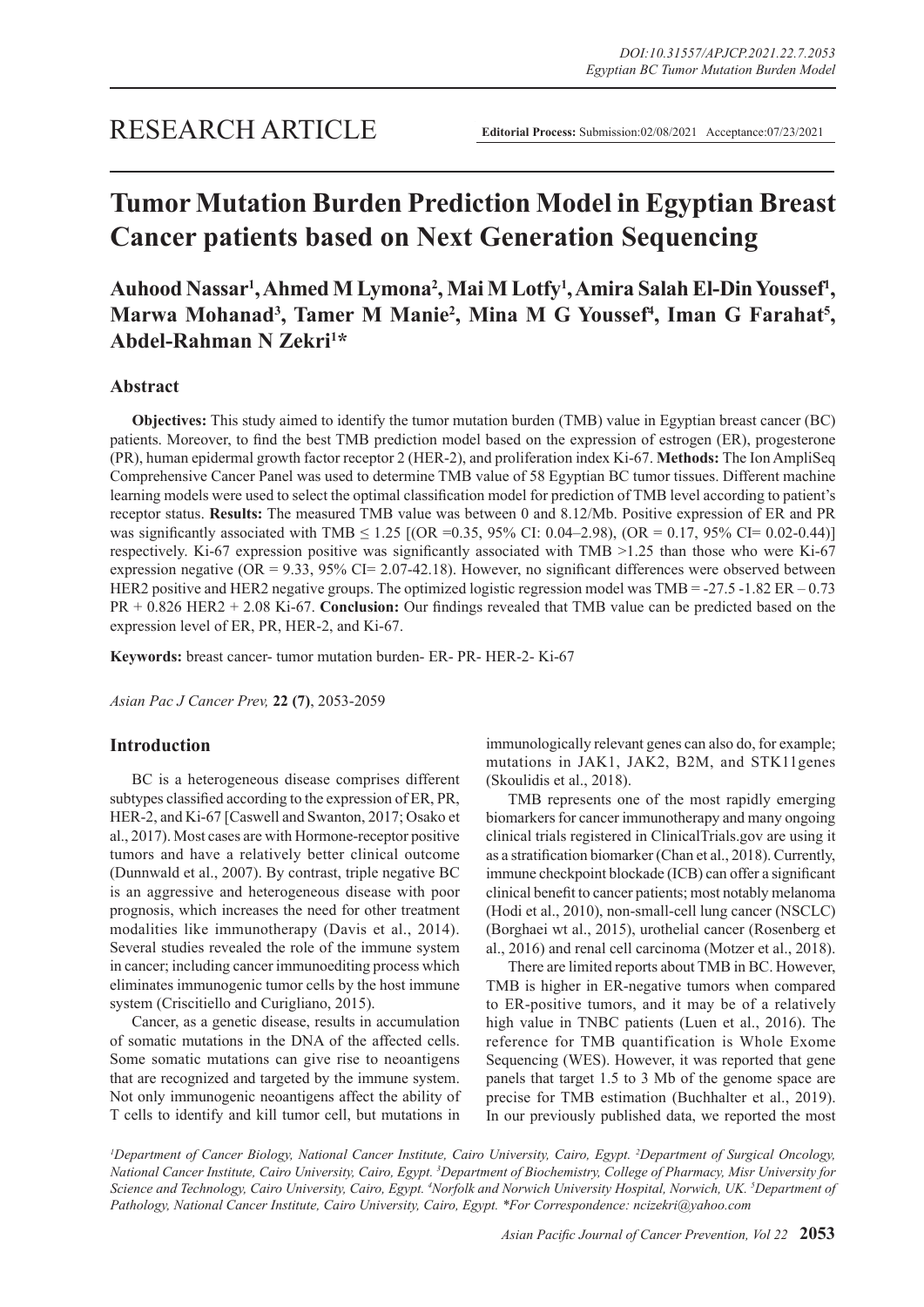RESEARCH ARTICLE

**Editorial Process:** Submission:02/08/2021 Acceptance:07/23/2021

# Tumor Mutation Burden Prediction Model in Egyptian Breast Cancer patients based on Next Generation Sequencing

**Auhood Nassar[1], Ahmed M Lymona[2], Mai M Lotfy[1], Amira Salah El-Din Youssef[1], Marwa Mohanad[3], Tamer M Manie[2], Mina M G Youssef[4], Iman G Farahat[5], Abdel-Rahman N Zekri[1]***

## Abstract

**Objectives:** This study aimed to identify the tumor mutation burden (TMB) value in Egyptian breast cancer (BC) patients. Moreover, to find the best TMB prediction model based on the expression of estrogen (ER), progesterone (PR), human epidermal growth factor receptor 2 (HER-2), and proliferation index Ki-67. **Methods:** The Ion AmpliSeq Comprehensive Cancer Panel was used to determine TMB value of 58 Egyptian BC tumor tissues. Different machine learning models were used to select the optimal classification model for prediction of TMB level according to patient's receptor status. **Results:** The measured TMB value was between 0 and 8.12/Mb. Positive expression of ER and PR was significantly associated with TMB ≤ 1.25 [(OR =0.35, 95% CI: 0.04–2.98), (OR = 0.17, 95% CI= 0.02-0.44)] respectively. Ki-67 expression positive was significantly associated with TMB >1.25 than those who were Ki-67 expression negative (OR = 9.33, 95% CI= 2.07-42.18). However, no significant differences were observed between HER2 positive and HER2 negative groups. The optimized logistic regression model was TMB = -27.5 -1.82 ER – 0.73 PR + 0.826 HER2 + 2.08 Ki-67. **Conclusion:** Our findings revealed that TMB value can be predicted based on the expression level of ER, PR, HER-2, and Ki-67.

**Keywords:** breast cancer- tumor mutation burden- ER- PR- HER-2- Ki-67

## Introduction

BC is a heterogeneous disease comprises different subtypes classified according to the expression of ER, PR, HER-2, and Ki-67 [Caswell and Swanton, 2017; Osako et al., 2017). Most cases are with Hormone-receptor positive tumors and have a relatively better clinical outcome (Dunnwald et al., 2007). By contrast, triple negative BC is an aggressive and heterogeneous disease with poor prognosis, which increases the need for other treatment modalities like immunotherapy (Davis et al., 2014). Several studies revealed the role of the immune system in cancer; including cancer immunoediting process which eliminates immunogenic tumor cells by the host immune system (Criscitiello and Curigliano, 2015).

Cancer, as a genetic disease, results in accumulation of somatic mutations in the DNA of the affected cells. Some somatic mutations can give rise to neoantigens that are recognized and targeted by the immune system. Not only immunogenic neoantigens affect the ability of T cells to identify and kill tumor cell, but mutations in immunologically relevant genes can also do, for example; mutations in JAK1, JAK2, B2M, and STK11genes (Skoulidis et al., 2018).

TMB represents one of the most rapidly emerging biomarkers for cancer immunotherapy and many ongoing clinical trials registered in ClinicalTrials.gov are using it as a stratification biomarker (Chan et al., 2018). Currently, immune checkpoint blockade (ICB) can offer a significant clinical benefit to cancer patients; most notably melanoma (Hodi et al., 2010), non-small-cell lung cancer (NSCLC) (Borghaei wt al., 2015), urothelial cancer (Rosenberg et al., 2016) and renal cell carcinoma (Motzer et al., 2018).

There are limited reports about TMB in BC. However, TMB is higher in ER-negative tumors when compared to ER-positive tumors, and it may be of a relatively high value in TNBC patients (Luen et al., 2016). The reference for TMB quantification is Whole Exome Sequencing (WES). However, it was reported that gene panels that target 1.5 to 3 Mb of the genome space are precise for TMB estimation (Buchhalter et al., 2019). In our previously published data, we reported the most

[1]Department of Cancer Biology, National Cancer Institute, Cairo University, Cairo, Egypt. [2]Department of Surgical Oncology, National Cancer Institute, Cairo University, Cairo, Egypt. [3]Department of Biochemistry, College of Pharmacy, Misr University for Science and Technology, Cairo University, Cairo, Egypt. [4]Norfolk and Norwich University Hospital, Norwich, UK. [5]Department of Pathology, National Cancer Institute, Cairo University, Cairo, Egypt. *For Correspondence: ncizekri@yahoo.com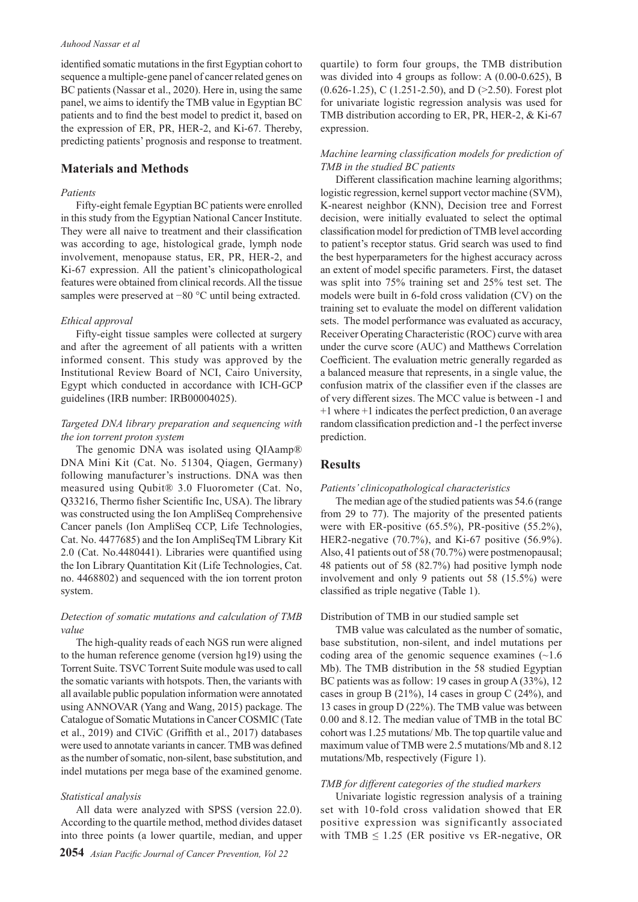identified somatic mutations in the first Egyptian cohort to sequence a multiple-gene panel of cancer related genes on BC patients (Nassar et al., 2020). Here in, using the same panel, we aims to identify the TMB value in Egyptian BC patients and to find the best model to predict it, based on the expression of ER, PR, HER-2, and Ki-67. Thereby, predicting patients' prognosis and response to treatment.

## Materials and Methods

### *Patients*

Fifty-eight female Egyptian BC patients were enrolled in this study from the Egyptian National Cancer Institute. They were all naive to treatment and their classification was according to age, histological grade, lymph node involvement, menopause status, ER, PR, HER-2, and Ki-67 expression. All the patient's clinicopathological features were obtained from clinical records. All the tissue samples were preserved at −80 °C until being extracted.

### *Ethical approval*

Fifty-eight tissue samples were collected at surgery and after the agreement of all patients with a written informed consent. This study was approved by the Institutional Review Board of NCI, Cairo University, Egypt which conducted in accordance with ICH-GCP guidelines (IRB number: IRB00004025).

### *Targeted DNA library preparation and sequencing with the ion torrent proton system*

The genomic DNA was isolated using QIAamp® DNA Mini Kit (Cat. No. 51304, Qiagen, Germany) following manufacturer's instructions. DNA was then measured using Qubit® 3.0 Fluorometer (Cat. No, Q33216, Thermo fisher Scientific Inc, USA). The library was constructed using the Ion AmpliSeq Comprehensive Cancer panels (Ion AmpliSeq CCP, Life Technologies, Cat. No. 4477685) and the Ion AmpliSeqTM Library Kit 2.0 (Cat. No.4480441). Libraries were quantified using the Ion Library Quantitation Kit (Life Technologies, Cat. no. 4468802) and sequenced with the ion torrent proton system.

### *Detection of somatic mutations and calculation of TMB value*

The high-quality reads of each NGS run were aligned to the human reference genome (version hg19) using the Torrent Suite. TSVC Torrent Suite module was used to call the somatic variants with hotspots. Then, the variants with all available public population information were annotated using ANNOVAR (Yang and Wang, 2015) package. The Catalogue of Somatic Mutations in Cancer COSMIC (Tate et al., 2019) and CIViC (Griffith et al., 2017) databases were used to annotate variants in cancer. TMB was defined as the number of somatic, non-silent, base substitution, and indel mutations per mega base of the examined genome.

### *Statistical analysis*

All data were analyzed with SPSS (version 22.0). According to the quartile method, method divides dataset into three points (a lower quartile, median, and upper quartile) to form four groups, the TMB distribution was divided into 4 groups as follow: A (0.00-0.625), B (0.626-1.25), C (1.251-2.50), and D (>2.50). Forest plot for univariate logistic regression analysis was used for TMB distribution according to ER, PR, HER-2, & Ki-67 expression.

### *Machine learning classification models for prediction of TMB in the studied BC patients*

Different classification machine learning algorithms; logistic regression, kernel support vector machine (SVM), K-nearest neighbor (KNN), Decision tree and Forrest decision, were initially evaluated to select the optimal classification model for prediction of TMB level according to patient's receptor status. Grid search was used to find the best hyperparameters for the highest accuracy across an extent of model specific parameters. First, the dataset was split into 75% training set and 25% test set. The models were built in 6-fold cross validation (CV) on the training set to evaluate the model on different validation sets. The model performance was evaluated as accuracy, Receiver Operating Characteristic (ROC) curve with area under the curve score (AUC) and Matthews Correlation Coefficient. The evaluation metric generally regarded as a balanced measure that represents, in a single value, the confusion matrix of the classifier even if the classes are of very different sizes. The MCC value is between -1 and +1 where +1 indicates the perfect prediction, 0 an average random classification prediction and -1 the perfect inverse prediction.

## Results

### *Patients' clinicopathological characteristics*

The median age of the studied patients was 54.6 (range from 29 to 77). The majority of the presented patients were with ER-positive (65.5%), PR-positive (55.2%), HER2-negative (70.7%), and Ki-67 positive (56.9%). Also, 41 patients out of 58 (70.7%) were postmenopausal; 48 patients out of 58 (82.7%) had positive lymph node involvement and only 9 patients out 58 (15.5%) were classified as triple negative (Table 1).

### Distribution of TMB in our studied sample set

TMB value was calculated as the number of somatic, base substitution, non-silent, and indel mutations per coding area of the genomic sequence examines (~1.6 Mb). The TMB distribution in the 58 studied Egyptian BC patients was as follow: 19 cases in group A (33%), 12 cases in group B (21%), 14 cases in group C (24%), and 13 cases in group D (22%). The TMB value was between 0.00 and 8.12. The median value of TMB in the total BC cohort was 1.25 mutations/ Mb. The top quartile value and maximum value of TMB were 2.5 mutations/Mb and 8.12 mutations/Mb, respectively (Figure 1).

### *TMB for different categories of the studied markers*

Univariate logistic regression analysis of a training set with 10-fold cross validation showed that ER positive expression was significantly associated with TMB ≤ 1.25 (ER positive vs ER-negative, OR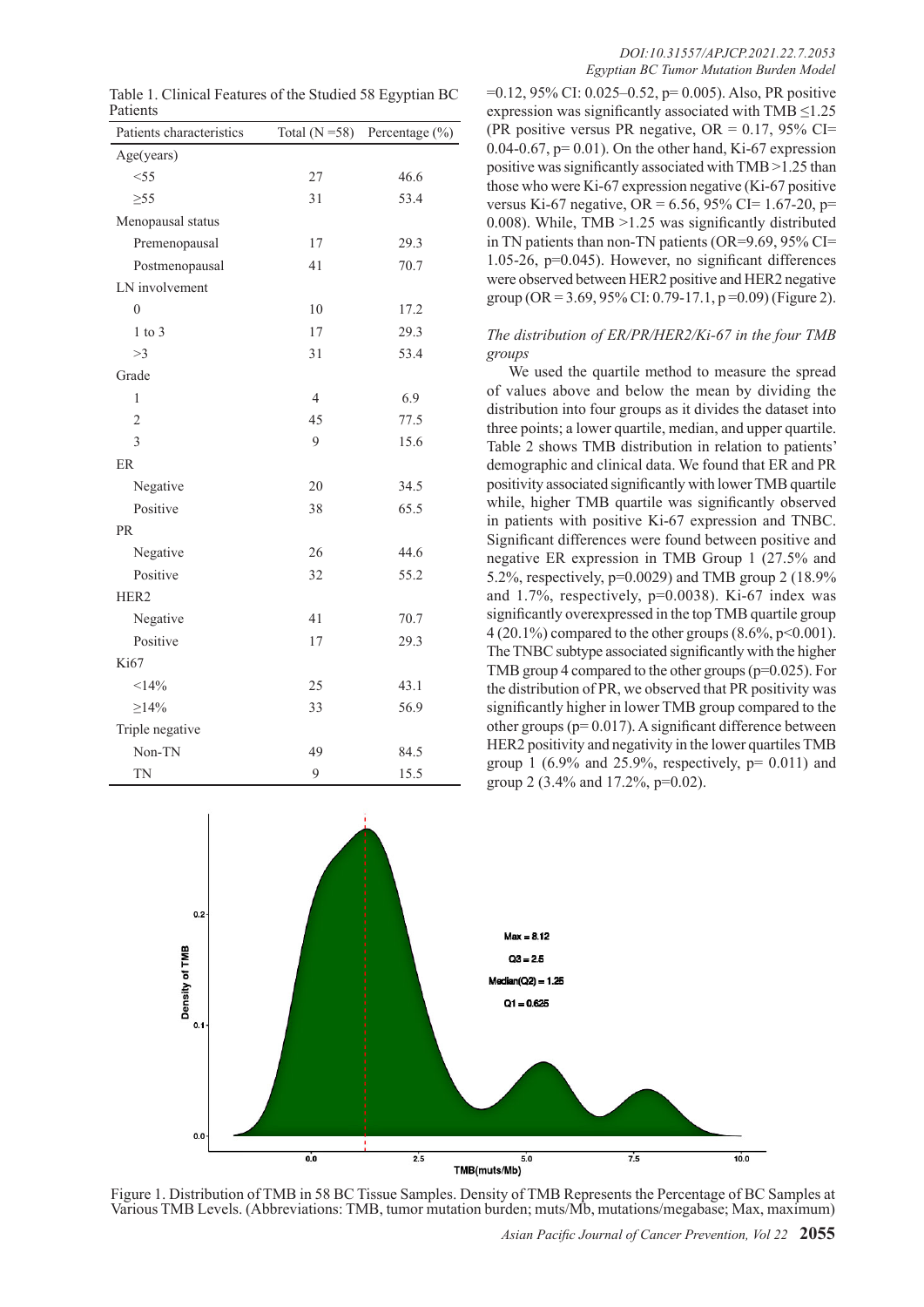Table 1. Clinical Features of the Studied 58 Egyptian BC Patients

| Patients characteristics | Total (N =58) | Percentage (%) |
|---|---|---|
| Age(years) | | |
| <55 | 27 | 46.6 |
| ≥55 | 31 | 53.4 |
| Menopausal status | | |
| Premenopausal | 17 | 29.3 |
| Postmenopausal | 41 | 70.7 |
| LN involvement | | |
| 0 | 10 | 17.2 |
| 1 to 3 | 17 | 29.3 |
| >3 | 31 | 53.4 |
| Grade | | |
| 1 | 4 | 6.9 |
| 2 | 45 | 77.5 |
| 3 | 9 | 15.6 |
| ER | | |
| Negative | 20 | 34.5 |
| Positive | 38 | 65.5 |
| PR | | |
| Negative | 26 | 44.6 |
| Positive | 32 | 55.2 |
| HER2 | | |
| Negative | 41 | 70.7 |
| Positive | 17 | 29.3 |
| Ki67 | | |
| <14% | 25 | 43.1 |
| ≥14% | 33 | 56.9 |
| Triple negative | | |
| Non-TN | 49 | 84.5 |
| TN | 9 | 15.5 |

=0.12, 95% CI: 0.025–0.52, p= 0.005). Also, PR positive expression was significantly associated with TMB ≤1.25 (PR positive versus PR negative, OR = 0.17, 95% CI= 0.04-0.67, p= 0.01). On the other hand, Ki-67 expression positive was significantly associated with TMB >1.25 than those who were Ki-67 expression negative (Ki-67 positive versus Ki-67 negative, OR = 6.56, 95% CI= 1.67-20, p= 0.008). While, TMB >1.25 was significantly distributed in TN patients than non-TN patients (OR=9.69, 95% CI= 1.05-26, p=0.045). However, no significant differences were observed between HER2 positive and HER2 negative group (OR = 3.69, 95% CI: 0.79-17.1, p =0.09) (Figure 2).

### *The distribution of ER/PR/HER2/Ki-67 in the four TMB groups*

We used the quartile method to measure the spread of values above and below the mean by dividing the distribution into four groups as it divides the dataset into three points; a lower quartile, median, and upper quartile. Table 2 shows TMB distribution in relation to patients' demographic and clinical data. We found that ER and PR positivity associated significantly with lower TMB quartile while, higher TMB quartile was significantly observed in patients with positive Ki-67 expression and TNBC. Significant differences were found between positive and negative ER expression in TMB Group 1 (27.5% and 5.2%, respectively, p=0.0029) and TMB group 2 (18.9% and 1.7%, respectively, p=0.0038). Ki-67 index was significantly overexpressed in the top TMB quartile group 4 (20.1%) compared to the other groups (8.6%, p<0.001). The TNBC subtype associated significantly with the higher TMB group 4 compared to the other groups (p=0.025). For the distribution of PR, we observed that PR positivity was significantly higher in lower TMB group compared to the other groups (p= 0.017). A significant difference between HER2 positivity and negativity in the lower quartiles TMB group 1 (6.9% and 25.9%, respectively, p= 0.011) and group 2 (3.4% and 17.2%, p=0.02).

Figure 1. Distribution of TMB in 58 BC Tissue Samples. Density of TMB Represents the Percentage of BC Samples at Various TMB Levels. (Abbreviations: TMB, tumor mutation burden; muts/Mb, mutations/megabase; Max, maximum)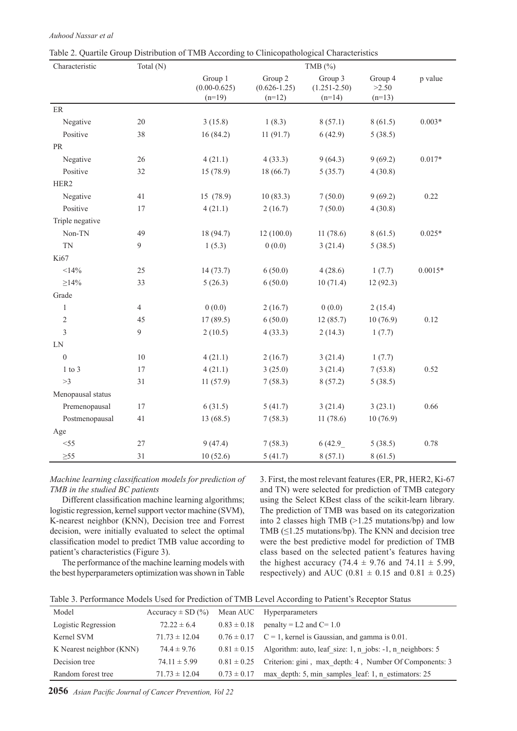Table 2. Quartile Group Distribution of TMB According to Clinicopathological Characteristics

| Characteristic | Total (N) | TMB (%) | | | | |
|---|---|---|---|---|---|---|
| | | Group 1 (0.00-0.625) (n=19) | Group 2 (0.626-1.25) (n=12) | Group 3 (1.251-2.50) (n=14) | Group 4 >2.50 (n=13) | p value |
| ER | | | | | | |
| Negative | 20 | 3 (15.8) | 1 (8.3) | 8 (57.1) | 8 (61.5) | 0.003* |
| Positive | 38 | 16 (84.2) | 11 (91.7) | 6 (42.9) | 5 (38.5) | |
| PR | | | | | | |
| Negative | 26 | 4 (21.1) | 4 (33.3) | 9 (64.3) | 9 (69.2) | 0.017* |
| Positive | 32 | 15 (78.9) | 18 (66.7) | 5 (35.7) | 4 (30.8) | |
| HER2 | | | | | | |
| Negative | 41 | 15 (78.9) | 10 (83.3) | 7 (50.0) | 9 (69.2) | 0.22 |
| Positive | 17 | 4 (21.1) | 2 (16.7) | 7 (50.0) | 4 (30.8) | |
| Triple negative | | | | | | |
| Non-TN | 49 | 18 (94.7) | 12 (100.0) | 11 (78.6) | 8 (61.5) | 0.025* |
| TN | 9 | 1 (5.3) | 0 (0.0) | 3 (21.4) | 5 (38.5) | |
| Ki67 | | | | | | |
| <14% | 25 | 14 (73.7) | 6 (50.0) | 4 (28.6) | 1 (7.7) | 0.0015* |
| ≥14% | 33 | 5 (26.3) | 6 (50.0) | 10 (71.4) | 12 (92.3) | |
| Grade | | | | | | |
| 1 | 4 | 0 (0.0) | 2 (16.7) | 0 (0.0) | 2 (15.4) | |
| 2 | 45 | 17 (89.5) | 6 (50.0) | 12 (85.7) | 10 (76.9) | 0.12 |
| 3 | 9 | 2 (10.5) | 4 (33.3) | 2 (14.3) | 1 (7.7) | |
| LN | | | | | | |
| 0 | 10 | 4 (21.1) | 2 (16.7) | 3 (21.4) | 1 (7.7) | |
| 1 to 3 | 17 | 4 (21.1) | 3 (25.0) | 3 (21.4) | 7 (53.8) | 0.52 |
| >3 | 31 | 11 (57.9) | 7 (58.3) | 8 (57.2) | 5 (38.5) | |
| Menopausal status | | | | | | |
| Premenopausal | 17 | 6 (31.5) | 5 (41.7) | 3 (21.4) | 3 (23.1) | 0.66 |
| Postmenopausal | 41 | 13 (68.5) | 7 (58.3) | 11 (78.6) | 10 (76.9) | |
| Age | | | | | | |
| <55 | 27 | 9 (47.4) | 7 (58.3) | 6 (42.9_ | 5 (38.5) | 0.78 |
| ≥55 | 31 | 10 (52.6) | 5 (41.7) | 8 (57.1) | 8 (61.5) | |

*Machine learning classification models for prediction of TMB in the studied BC patients*

Different classification machine learning algorithms; logistic regression, kernel support vector machine (SVM), K-nearest neighbor (KNN), Decision tree and Forrest decision, were initially evaluated to select the optimal classification model to predict TMB value according to patient's characteristics (Figure 3).

The performance of the machine learning models with the best hyperparameters optimization was shown in Table 3. First, the most relevant features (ER, PR, HER2, Ki-67 and TN) were selected for prediction of TMB category using the Select KBest class of the scikit-learn library. The prediction of TMB was based on its categorization into 2 classes high TMB (>1.25 mutations/bp) and low TMB (≤1.25 mutations/bp). The KNN and decision tree were the best predictive model for prediction of TMB class based on the selected patient's features having the highest accuracy (74.4 ± 9.76 and 74.11 ± 5.99, respectively) and AUC (0.81 ± 0.15 and 0.81 ± 0.25)

Table 3. Performance Models Used for Prediction of TMB Level According to Patient's Receptor Status

| Model | Accuracy ± SD (%) | Mean AUC | Hyperparameters |
|---|---|---|---|
| Logistic Regression | 72.22 ± 6.4 | 0.83 ± 0.18 | penalty = L2 and C= 1.0 |
| Kernel SVM | 71.73 ± 12.04 | 0.76 ± 0.17 | C = 1, kernel is Gaussian, and gamma is 0.01. |
| K Nearest neighbor (KNN) | 74.4 ± 9.76 | 0.81 ± 0.15 | Algorithm: auto, leaf_size: 1, n_jobs: -1, n_neighbors: 5 |
| Decision tree | 74.11 ± 5.99 | 0.81 ± 0.25 | Criterion: gini , max_depth: 4 , Number Of Components: 3 |
| Random forest tree | 71.73 ± 12.04 | 0.73 ± 0.17 | max_depth: 5, min_samples_leaf: 1, n_estimators: 25 |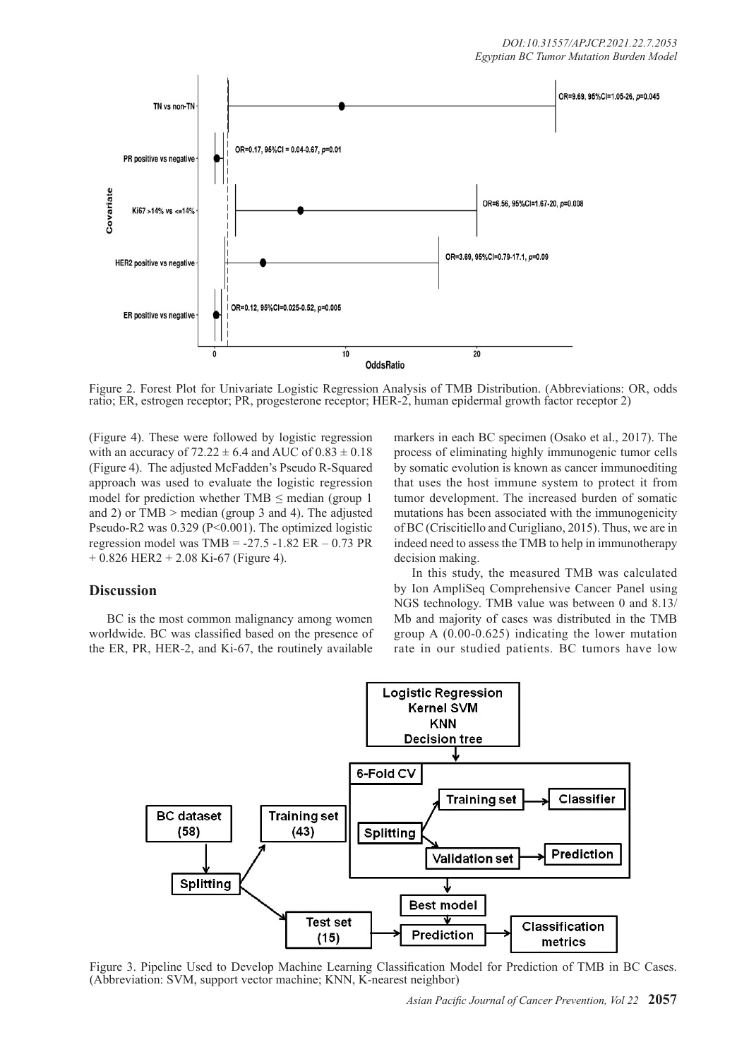Figure 2. Forest Plot for Univariate Logistic Regression Analysis of TMB Distribution. (Abbreviations: OR, odds ratio; ER, estrogen receptor; PR, progesterone receptor; HER-2, human epidermal growth factor receptor 2)

(Figure 4). These were followed by logistic regression with an accuracy of $72.22 \pm 6.4$ and AUC of $0.83 \pm 0.18$ (Figure 4). The adjusted McFadden's Pseudo R-Squared approach was used to evaluate the logistic regression model for prediction whether TMB $\leq$ median (group 1 and 2) or TMB > median (group 3 and 4). The adjusted Pseudo-R2 was 0.329 ($P<0.001$). The optimized logistic regression model was TMB = -27.5 -1.82 ER – 0.73 PR + 0.826 HER2 + 2.08 Ki-67 (Figure 4).

## Discussion

BC is the most common malignancy among women worldwide. BC was classified based on the presence of the ER, PR, HER-2, and Ki-67, the routinely available markers in each BC specimen (Osako et al., 2017). The process of eliminating highly immunogenic tumor cells by somatic evolution is known as cancer immunoediting that uses the host immune system to protect it from tumor development. The increased burden of somatic mutations has been associated with the immunogenicity of BC (Criscitiello and Curigliano, 2015). Thus, we are in indeed need to assess the TMB to help in immunotherapy decision making.

In this study, the measured TMB was calculated by Ion AmpliSeq Comprehensive Cancer Panel using NGS technology. TMB value was between 0 and 8.13/Mb and majority of cases was distributed in the TMB group A (0.00-0.625) indicating the lower mutation rate in our studied patients. BC tumors have low

Figure 3. Pipeline Used to Develop Machine Learning Classification Model for Prediction of TMB in BC Cases. (Abbreviation: SVM, support vector machine; KNN, K-nearest neighbor)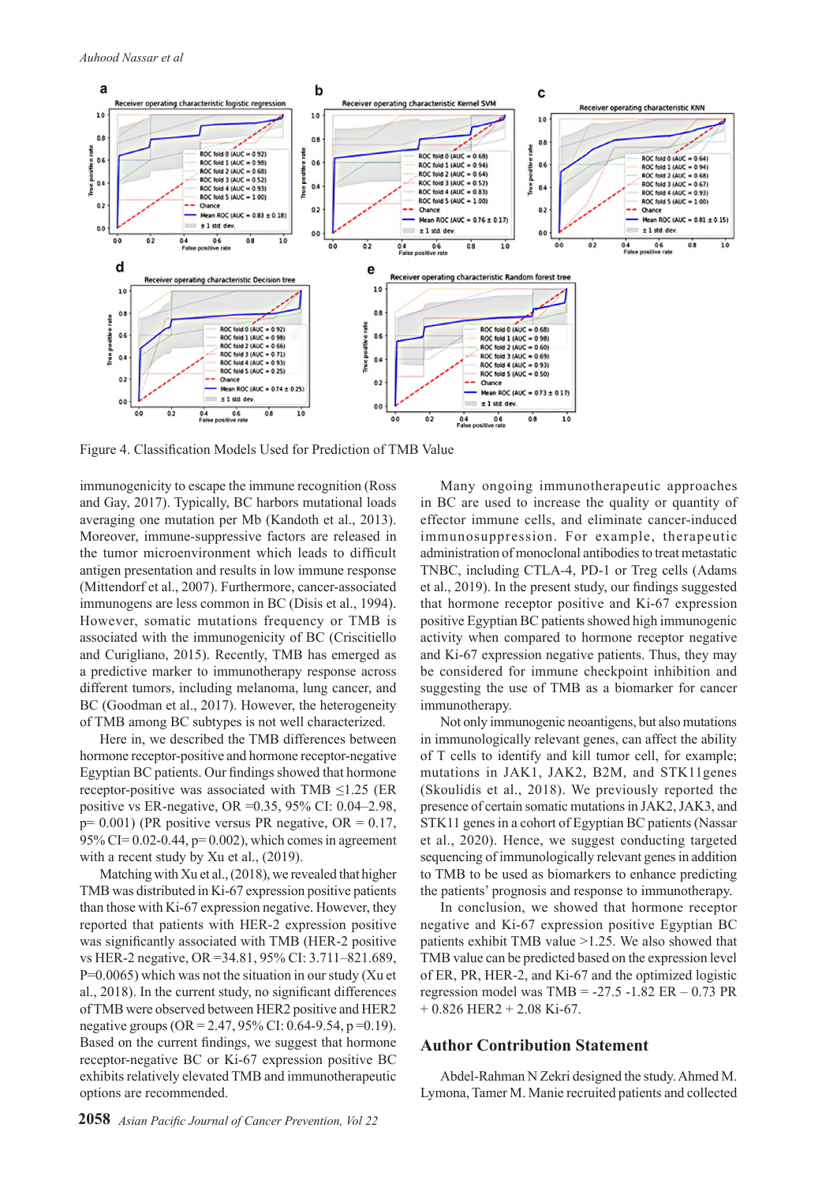Figure 4. Classification Models Used for Prediction of TMB Value

immunogenicity to escape the immune recognition (Ross and Gay, 2017). Typically, BC harbors mutational loads averaging one mutation per Mb (Kandoth et al., 2013). Moreover, immune-suppressive factors are released in the tumor microenvironment which leads to difficult antigen presentation and results in low immune response (Mittendorf et al., 2007). Furthermore, cancer-associated immunogens are less common in BC (Disis et al., 1994). However, somatic mutations frequency or TMB is associated with the immunogenicity of BC (Criscitiello and Curigliano, 2015). Recently, TMB has emerged as a predictive marker to immunotherapy response across different tumors, including melanoma, lung cancer, and BC (Goodman et al., 2017). However, the heterogeneity of TMB among BC subtypes is not well characterized.

Here in, we described the TMB differences between hormone receptor-positive and hormone receptor-negative Egyptian BC patients. Our findings showed that hormone receptor-positive was associated with TMB ≤1.25 (ER positive vs ER-negative, OR =0.35, 95% CI: 0.04–2.98, p= 0.001) (PR positive versus PR negative, OR = 0.17, 95% CI= 0.02-0.44, p= 0.002), which comes in agreement with a recent study by Xu et al., (2019).

Matching with Xu et al., (2018), we revealed that higher TMB was distributed in Ki-67 expression positive patients than those with Ki-67 expression negative. However, they reported that patients with HER-2 expression positive was significantly associated with TMB (HER-2 positive vs HER-2 negative, OR =34.81, 95% CI: 3.711–821.689, P=0.0065) which was not the situation in our study (Xu et al., 2018). In the current study, no significant differences of TMB were observed between HER2 positive and HER2 negative groups (OR = 2.47, 95% CI: 0.64-9.54, p =0.19). Based on the current findings, we suggest that hormone receptor-negative BC or Ki-67 expression positive BC exhibits relatively elevated TMB and immunotherapeutic options are recommended.

Many ongoing immunotherapeutic approaches in BC are used to increase the quality or quantity of effector immune cells, and eliminate cancer-induced immunosuppression. For example, therapeutic administration of monoclonal antibodies to treat metastatic TNBC, including CTLA-4, PD-1 or Treg cells (Adams et al., 2019). In the present study, our findings suggested that hormone receptor positive and Ki-67 expression positive Egyptian BC patients showed high immunogenic activity when compared to hormone receptor negative and Ki-67 expression negative patients. Thus, they may be considered for immune checkpoint inhibition and suggesting the use of TMB as a biomarker for cancer immunotherapy.

Not only immunogenic neoantigens, but also mutations in immunologically relevant genes, can affect the ability of T cells to identify and kill tumor cell, for example; mutations in JAK1, JAK2, B2M, and STK11genes (Skoulidis et al., 2018). We previously reported the presence of certain somatic mutations in JAK2, JAK3, and STK11 genes in a cohort of Egyptian BC patients (Nassar et al., 2020). Hence, we suggest conducting targeted sequencing of immunologically relevant genes in addition to TMB to be used as biomarkers to enhance predicting the patients' prognosis and response to immunotherapy.

In conclusion, we showed that hormone receptor negative and Ki-67 expression positive Egyptian BC patients exhibit TMB value >1.25. We also showed that TMB value can be predicted based on the expression level of ER, PR, HER-2, and Ki-67 and the optimized logistic regression model was TMB = -27.5 -1.82 ER – 0.73 PR + 0.826 HER2 + 2.08 Ki-67.

## Author Contribution Statement

Abdel-Rahman N Zekri designed the study. Ahmed M. Lymona, Tamer M. Manie recruited patients and collected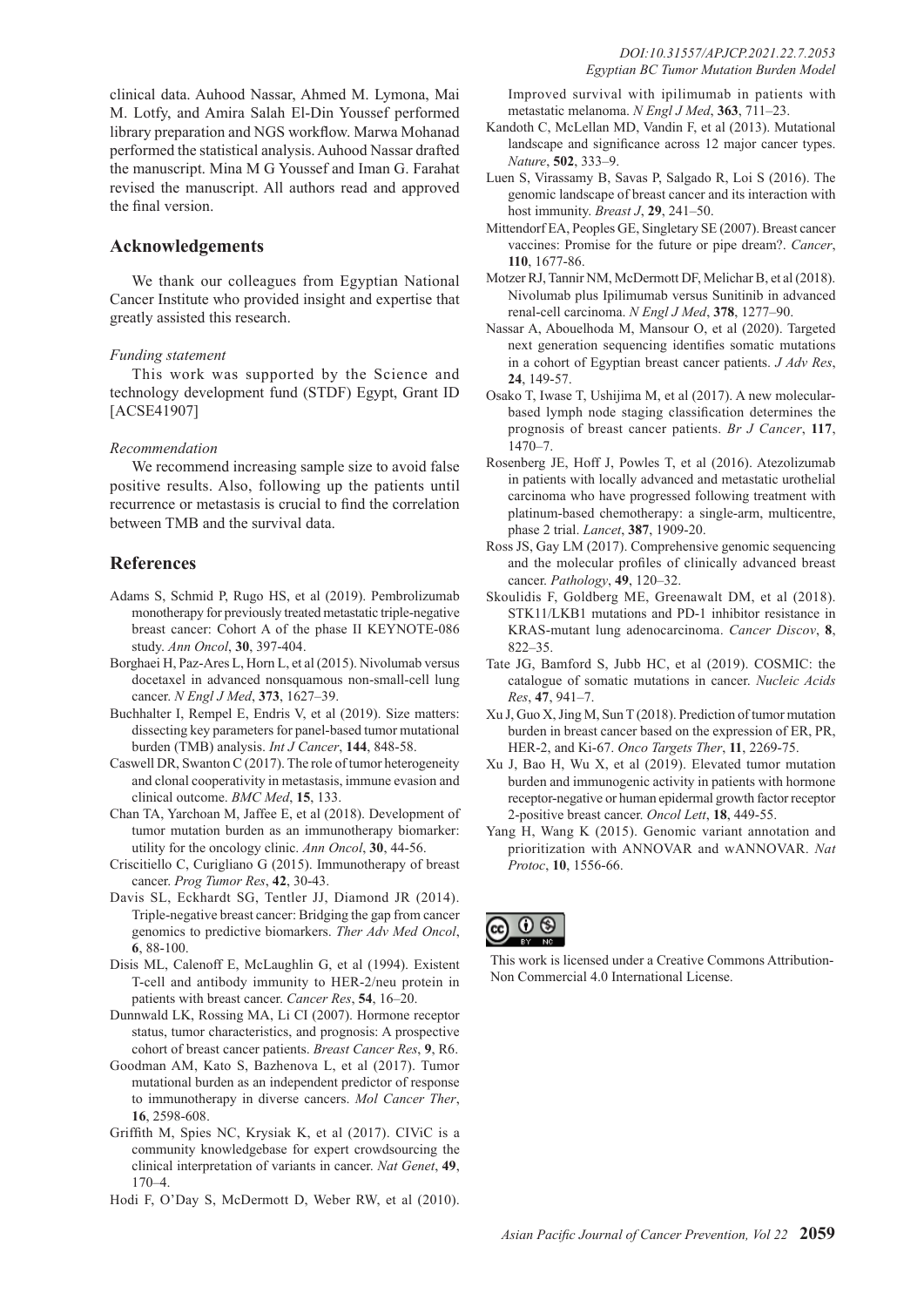clinical data. Auhood Nassar, Ahmed M. Lymona, Mai M. Lotfy, and Amira Salah El-Din Youssef performed library preparation and NGS workflow. Marwa Mohanad performed the statistical analysis. Auhood Nassar drafted the manuscript. Mina M G Youssef and Iman G. Farahat revised the manuscript. All authors read and approved the final version.

## Acknowledgements

We thank our colleagues from Egyptian National Cancer Institute who provided insight and expertise that greatly assisted this research.

*Funding statement*

This work was supported by the Science and technology development fund (STDF) Egypt, Grant ID [ACSE41907]

*Recommendation*

We recommend increasing sample size to avoid false positive results. Also, following up the patients until recurrence or metastasis is crucial to find the correlation between TMB and the survival data.

## References

Adams S, Schmid P, Rugo HS, et al (2019). Pembrolizumab monotherapy for previously treated metastatic triple-negative breast cancer: Cohort A of the phase II KEYNOTE-086 study. *Ann Oncol*, **30**, 397-404.

Borghaei H, Paz-Ares L, Horn L, et al (2015). Nivolumab versus docetaxel in advanced nonsquamous non-small-cell lung cancer. *N Engl J Med*, **373**, 1627–39.

Buchhalter I, Rempel E, Endris V, et al (2019). Size matters: dissecting key parameters for panel-based tumor mutational burden (TMB) analysis. *Int J Cancer*, **144**, 848-58.

Caswell DR, Swanton C (2017). The role of tumor heterogeneity and clonal cooperativity in metastasis, immune evasion and clinical outcome. *BMC Med*, **15**, 133.

Chan TA, Yarchoan M, Jaffee E, et al (2018). Development of tumor mutation burden as an immunotherapy biomarker: utility for the oncology clinic. *Ann Oncol*, **30**, 44-56.

Criscitiello C, Curigliano G (2015). Immunotherapy of breast cancer. *Prog Tumor Res*, **42**, 30-43.

Davis SL, Eckhardt SG, Tentler JJ, Diamond JR (2014). Triple-negative breast cancer: Bridging the gap from cancer genomics to predictive biomarkers. *Ther Adv Med Oncol*, **6**, 88-100.

Disis ML, Calenoff E, McLaughlin G, et al (1994). Existent T-cell and antibody immunity to HER-2/neu protein in patients with breast cancer. *Cancer Res*, **54**, 16–20.

Dunnwald LK, Rossing MA, Li CI (2007). Hormone receptor status, tumor characteristics, and prognosis: A prospective cohort of breast cancer patients. *Breast Cancer Res*, **9**, R6.

Goodman AM, Kato S, Bazhenova L, et al (2017). Tumor mutational burden as an independent predictor of response to immunotherapy in diverse cancers. *Mol Cancer Ther*, **16**, 2598-608.

Griffith M, Spies NC, Krysiak K, et al (2017). CIViC is a community knowledgebase for expert crowdsourcing the clinical interpretation of variants in cancer. *Nat Genet*, **49**, 170–4.

Hodi F, O'Day S, McDermott D, Weber RW, et al (2010). Improved survival with ipilimumab in patients with metastatic melanoma. *N Engl J Med*, **363**, 711–23.

Kandoth C, McLellan MD, Vandin F, et al (2013). Mutational landscape and significance across 12 major cancer types. *Nature*, **502**, 333–9.

Luen S, Virassamy B, Savas P, Salgado R, Loi S (2016). The genomic landscape of breast cancer and its interaction with host immunity. *Breast J*, **29**, 241–50.

Mittendorf EA, Peoples GE, Singletary SE (2007). Breast cancer vaccines: Promise for the future or pipe dream?. *Cancer*, **110**, 1677-86.

Motzer RJ, Tannir NM, McDermott DF, Melichar B, et al (2018). Nivolumab plus Ipilimumab versus Sunitinib in advanced renal-cell carcinoma. *N Engl J Med*, **378**, 1277–90.

Nassar A, Abouelhoda M, Mansour O, et al (2020). Targeted next generation sequencing identifies somatic mutations in a cohort of Egyptian breast cancer patients. *J Adv Res*, **24**, 149-57.

Osako T, Iwase T, Ushijima M, et al (2017). A new molecular-based lymph node staging classification determines the prognosis of breast cancer patients. *Br J Cancer*, **117**, 1470–7.

Rosenberg JE, Hoff J, Powles T, et al (2016). Atezolizumab in patients with locally advanced and metastatic urothelial carcinoma who have progressed following treatment with platinum-based chemotherapy: a single-arm, multicentre, phase 2 trial. *Lancet*, **387**, 1909-20.

Ross JS, Gay LM (2017). Comprehensive genomic sequencing and the molecular profiles of clinically advanced breast cancer. *Pathology*, **49**, 120–32.

Skoulidis F, Goldberg ME, Greenawalt DM, et al (2018). STK11/LKB1 mutations and PD-1 inhibitor resistance in KRAS-mutant lung adenocarcinoma. *Cancer Discov*, **8**, 822–35.

Tate JG, Bamford S, Jubb HC, et al (2019). COSMIC: the catalogue of somatic mutations in cancer. *Nucleic Acids Res*, **47**, 941–7.

Xu J, Guo X, Jing M, Sun T (2018). Prediction of tumor mutation burden in breast cancer based on the expression of ER, PR, HER-2, and Ki-67. *Onco Targets Ther*, **11**, 2269-75.

Xu J, Bao H, Wu X, et al (2019). Elevated tumor mutation burden and immunogenic activity in patients with hormone receptor-negative or human epidermal growth factor receptor 2-positive breast cancer. *Oncol Lett*, **18**, 449-55.

Yang H, Wang K (2015). Genomic variant annotation and prioritization with ANNOVAR and wANNOVAR. *Nat Protoc*, **10**, 1556-66.

This work is licensed under a Creative Commons Attribution-Non Commercial 4.0 International License.